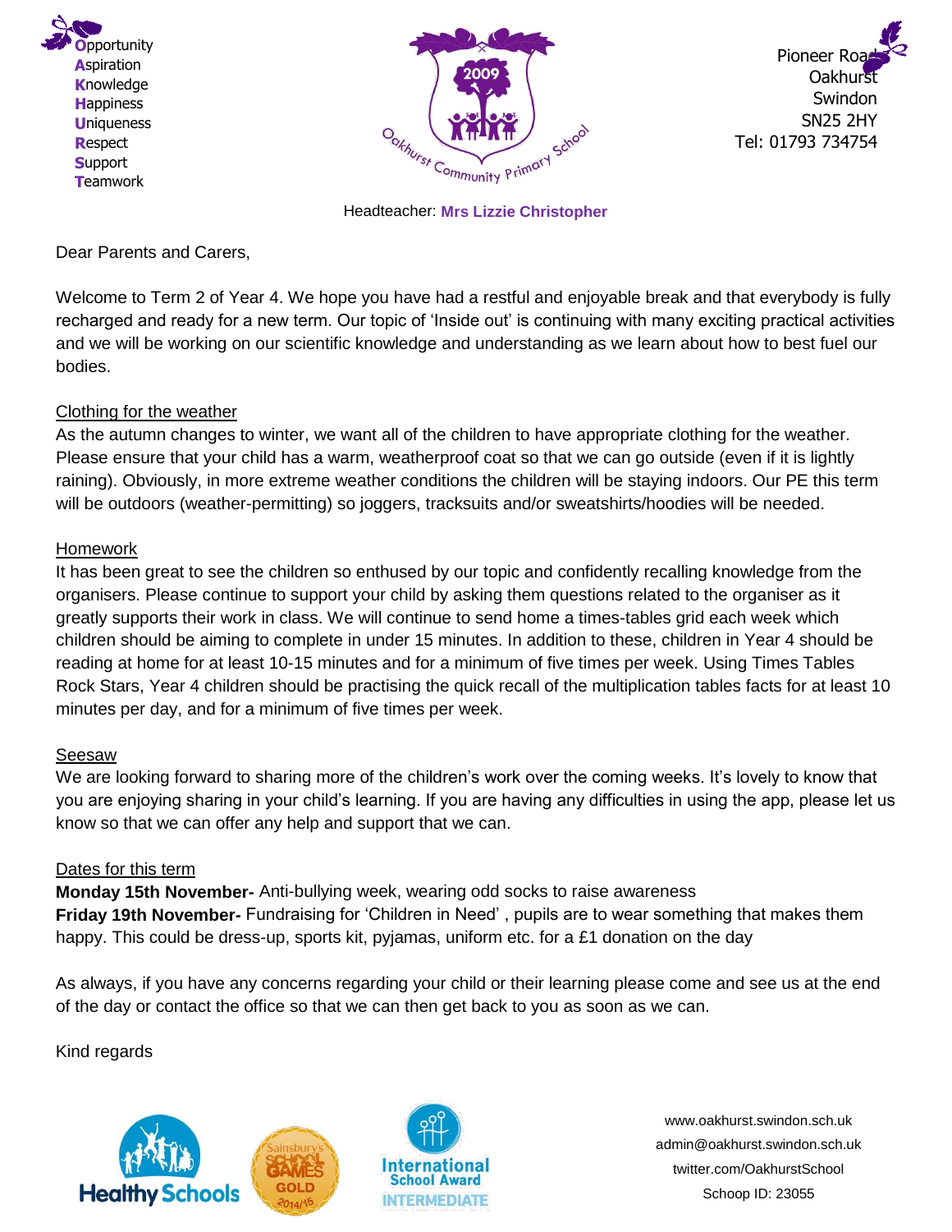**O**pportunity
**A**spiration
**K**nowledge
**H**appiness
**U**niqueness
**R**espect
**S**upport
**T**eamwork

Oakhurst Community Primary School

Pioneer Road
Oakhurst
Swindon
SN25 2HY
Tel: 01793 734754

Headteacher: **Mrs Lizzie Christopher**

Dear Parents and Carers,

Welcome to Term 2 of Year 4. We hope you have had a restful and enjoyable break and that everybody is fully recharged and ready for a new term. Our topic of 'Inside out' is continuing with many exciting practical activities and we will be working on our scientific knowledge and understanding as we learn about how to best fuel our bodies.

## Clothing for the weather

As the autumn changes to winter, we want all of the children to have appropriate clothing for the weather. Please ensure that your child has a warm, weatherproof coat so that we can go outside (even if it is lightly raining). Obviously, in more extreme weather conditions the children will be staying indoors. Our PE this term will be outdoors (weather-permitting) so joggers, tracksuits and/or sweatshirts/hoodies will be needed.

## Homework

It has been great to see the children so enthused by our topic and confidently recalling knowledge from the organisers. Please continue to support your child by asking them questions related to the organiser as it greatly supports their work in class. We will continue to send home a times-tables grid each week which children should be aiming to complete in under 15 minutes. In addition to these, children in Year 4 should be reading at home for at least 10-15 minutes and for a minimum of five times per week. Using Times Tables Rock Stars, Year 4 children should be practising the quick recall of the multiplication tables facts for at least 10 minutes per day, and for a minimum of five times per week.

## Seesaw

We are looking forward to sharing more of the children's work over the coming weeks. It's lovely to know that you are enjoying sharing in your child's learning. If you are having any difficulties in using the app, please let us know so that we can offer any help and support that we can.

## Dates for this term

**Monday 15th November-** Anti-bullying week, wearing odd socks to raise awareness
**Friday 19th November-** Fundraising for 'Children in Need' , pupils are to wear something that makes them happy. This could be dress-up, sports kit, pyjamas, uniform etc. for a £1 donation on the day

As always, if you have any concerns regarding your child or their learning please come and see us at the end of the day or contact the office so that we can then get back to you as soon as we can.

Kind regards

Healthy Schools | Sainsbury's School Games Gold 2014/15 | International School Award Intermediate

www.oakhurst.swindon.sch.uk
admin@oakhurst.swindon.sch.uk
twitter.com/OakhurstSchool
Schoop ID: 23055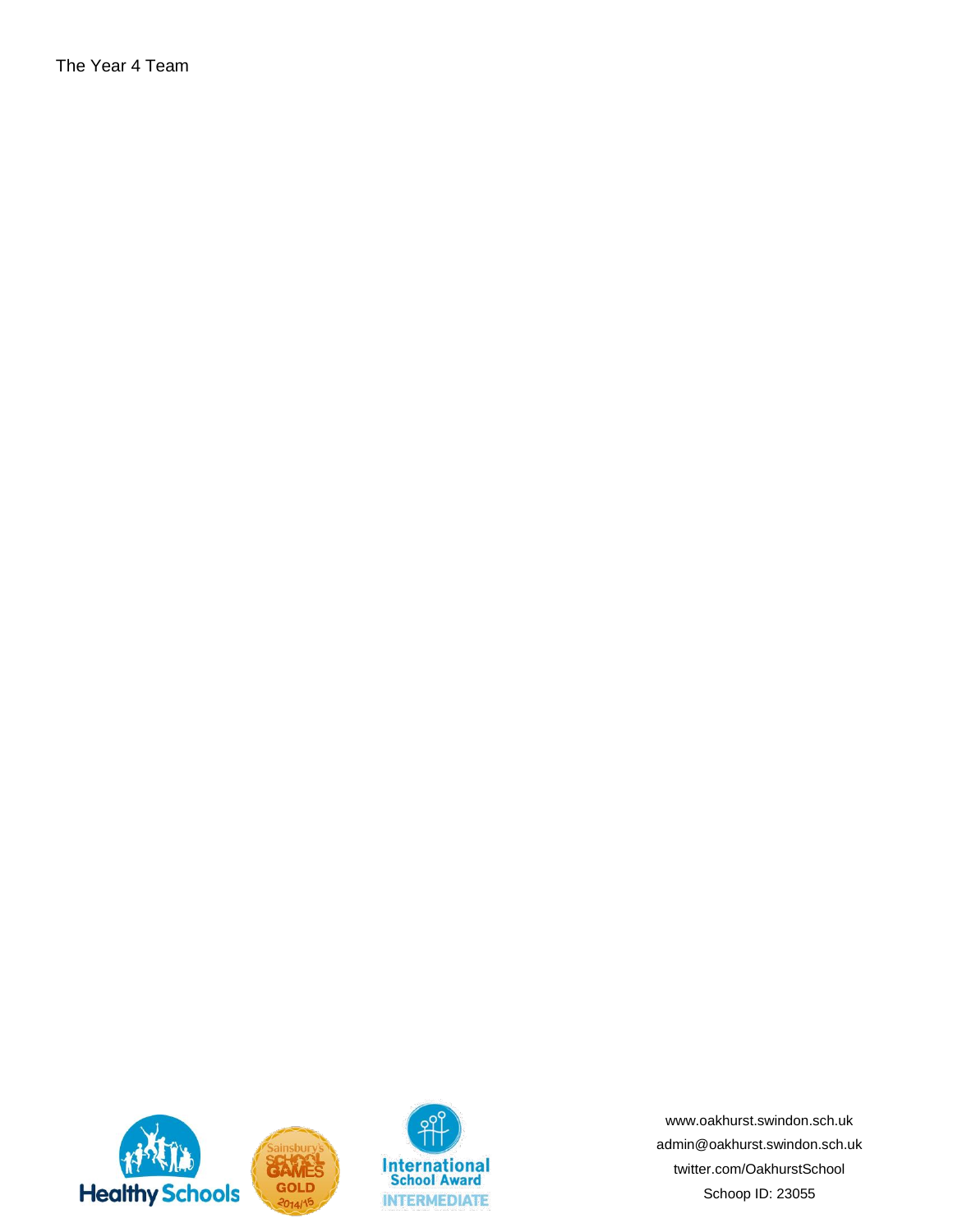The Year 4 Team

www.oakhurst.swindon.sch.uk
admin@oakhurst.swindon.sch.uk
twitter.com/OakhurstSchool
Schoop ID: 23055